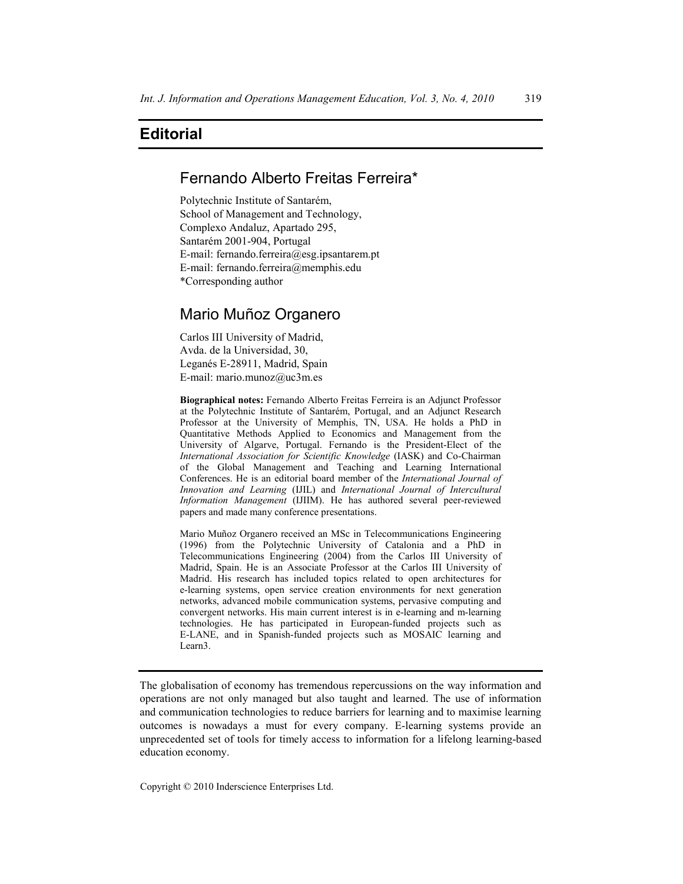# Editorial

## Fernando Alberto Freitas Ferreira*

Polytechnic Institute of Santarém,
School of Management and Technology,
Complexo Andaluz, Apartado 295,
Santarém 2001-904, Portugal
E-mail: fernando.ferreira@esg.ipsantarem.pt
E-mail: fernando.ferreira@memphis.edu
*Corresponding author

## Mario Muñoz Organero

Carlos III University of Madrid,
Avda. de la Universidad, 30,
Leganés E-28911, Madrid, Spain
E-mail: mario.munoz@uc3m.es

**Biographical notes:** Fernando Alberto Freitas Ferreira is an Adjunct Professor at the Polytechnic Institute of Santarém, Portugal, and an Adjunct Research Professor at the University of Memphis, TN, USA. He holds a PhD in Quantitative Methods Applied to Economics and Management from the University of Algarve, Portugal. Fernando is the President-Elect of the *International Association for Scientific Knowledge* (IASK) and Co-Chairman of the Global Management and Teaching and Learning International Conferences. He is an editorial board member of the *International Journal of Innovation and Learning* (IJIL) and *International Journal of Intercultural Information Management* (IJIIM). He has authored several peer-reviewed papers and made many conference presentations.

Mario Muñoz Organero received an MSc in Telecommunications Engineering (1996) from the Polytechnic University of Catalonia and a PhD in Telecommunications Engineering (2004) from the Carlos III University of Madrid, Spain. He is an Associate Professor at the Carlos III University of Madrid. His research has included topics related to open architectures for e-learning systems, open service creation environments for next generation networks, advanced mobile communication systems, pervasive computing and convergent networks. His main current interest is in e-learning and m-learning technologies. He has participated in European-funded projects such as E-LANE, and in Spanish-funded projects such as MOSAIC learning and Learn3.

---

The globalisation of economy has tremendous repercussions on the way information and operations are not only managed but also taught and learned. The use of information and communication technologies to reduce barriers for learning and to maximise learning outcomes is nowadays a must for every company. E-learning systems provide an unprecedented set of tools for timely access to information for a lifelong learning-based education economy.

Copyright © 2010 Inderscience Enterprises Ltd.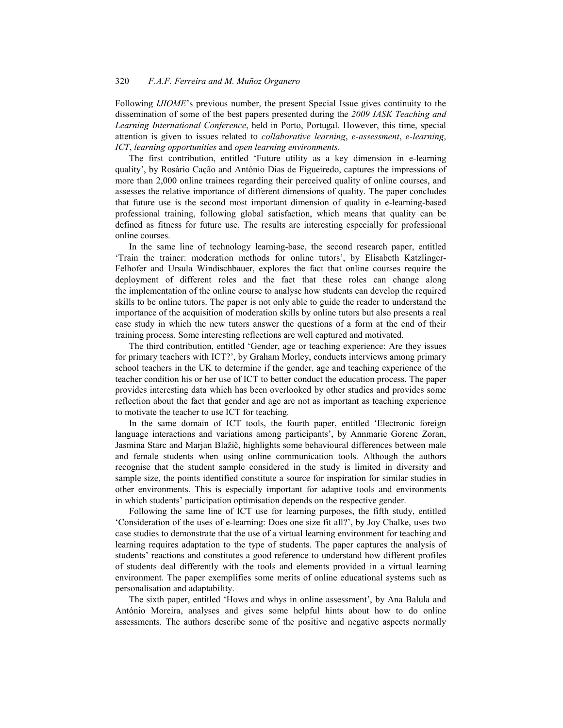Following *IJIOME*'s previous number, the present Special Issue gives continuity to the dissemination of some of the best papers presented during the *2009 IASK Teaching and Learning International Conference*, held in Porto, Portugal. However, this time, special attention is given to issues related to *collaborative learning*, *e-assessment*, *e-learning*, *ICT*, *learning opportunities* and *open learning environments*.

The first contribution, entitled 'Future utility as a key dimension in e-learning quality', by Rosário Cação and António Dias de Figueiredo, captures the impressions of more than 2,000 online trainees regarding their perceived quality of online courses, and assesses the relative importance of different dimensions of quality. The paper concludes that future use is the second most important dimension of quality in e-learning-based professional training, following global satisfaction, which means that quality can be defined as fitness for future use. The results are interesting especially for professional online courses.

In the same line of technology learning-base, the second research paper, entitled 'Train the trainer: moderation methods for online tutors', by Elisabeth Katzlinger-Felhofer and Ursula Windischbauer, explores the fact that online courses require the deployment of different roles and the fact that these roles can change along the implementation of the online course to analyse how students can develop the required skills to be online tutors. The paper is not only able to guide the reader to understand the importance of the acquisition of moderation skills by online tutors but also presents a real case study in which the new tutors answer the questions of a form at the end of their training process. Some interesting reflections are well captured and motivated.

The third contribution, entitled 'Gender, age or teaching experience: Are they issues for primary teachers with ICT?', by Graham Morley, conducts interviews among primary school teachers in the UK to determine if the gender, age and teaching experience of the teacher condition his or her use of ICT to better conduct the education process. The paper provides interesting data which has been overlooked by other studies and provides some reflection about the fact that gender and age are not as important as teaching experience to motivate the teacher to use ICT for teaching.

In the same domain of ICT tools, the fourth paper, entitled 'Electronic foreign language interactions and variations among participants', by Annmarie Gorenc Zoran, Jasmina Starc and Marjan Blažič, highlights some behavioural differences between male and female students when using online communication tools. Although the authors recognise that the student sample considered in the study is limited in diversity and sample size, the points identified constitute a source for inspiration for similar studies in other environments. This is especially important for adaptive tools and environments in which students' participation optimisation depends on the respective gender.

Following the same line of ICT use for learning purposes, the fifth study, entitled 'Consideration of the uses of e-learning: Does one size fit all?', by Joy Chalke, uses two case studies to demonstrate that the use of a virtual learning environment for teaching and learning requires adaptation to the type of students. The paper captures the analysis of students' reactions and constitutes a good reference to understand how different profiles of students deal differently with the tools and elements provided in a virtual learning environment. The paper exemplifies some merits of online educational systems such as personalisation and adaptability.

The sixth paper, entitled 'Hows and whys in online assessment', by Ana Balula and António Moreira, analyses and gives some helpful hints about how to do online assessments. The authors describe some of the positive and negative aspects normally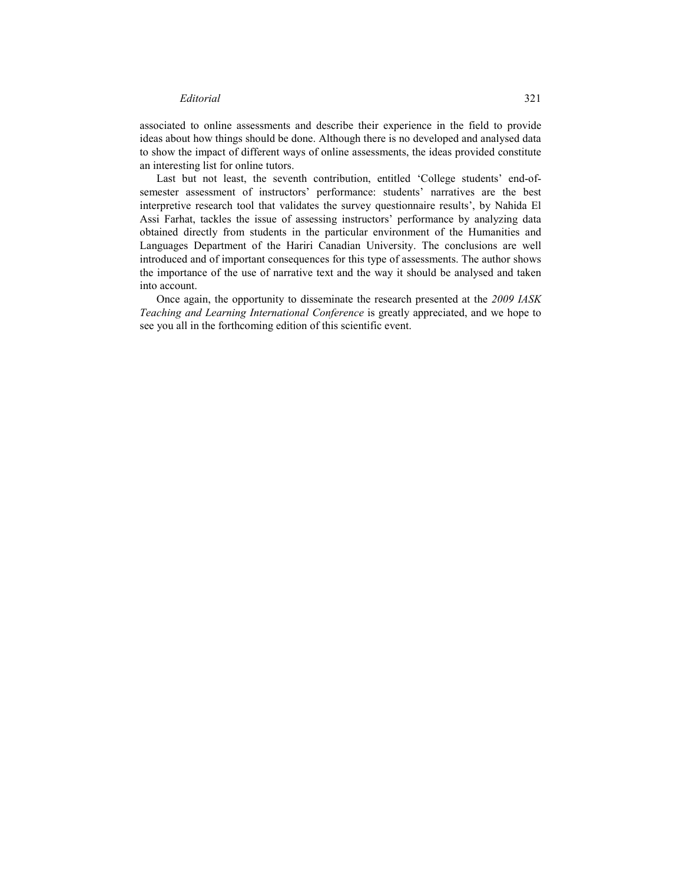associated to online assessments and describe their experience in the field to provide ideas about how things should be done. Although there is no developed and analysed data to show the impact of different ways of online assessments, the ideas provided constitute an interesting list for online tutors.

Last but not least, the seventh contribution, entitled 'College students' end-of-semester assessment of instructors' performance: students' narratives are the best interpretive research tool that validates the survey questionnaire results', by Nahida El Assi Farhat, tackles the issue of assessing instructors' performance by analyzing data obtained directly from students in the particular environment of the Humanities and Languages Department of the Hariri Canadian University. The conclusions are well introduced and of important consequences for this type of assessments. The author shows the importance of the use of narrative text and the way it should be analysed and taken into account.

Once again, the opportunity to disseminate the research presented at the *2009 IASK Teaching and Learning International Conference* is greatly appreciated, and we hope to see you all in the forthcoming edition of this scientific event.